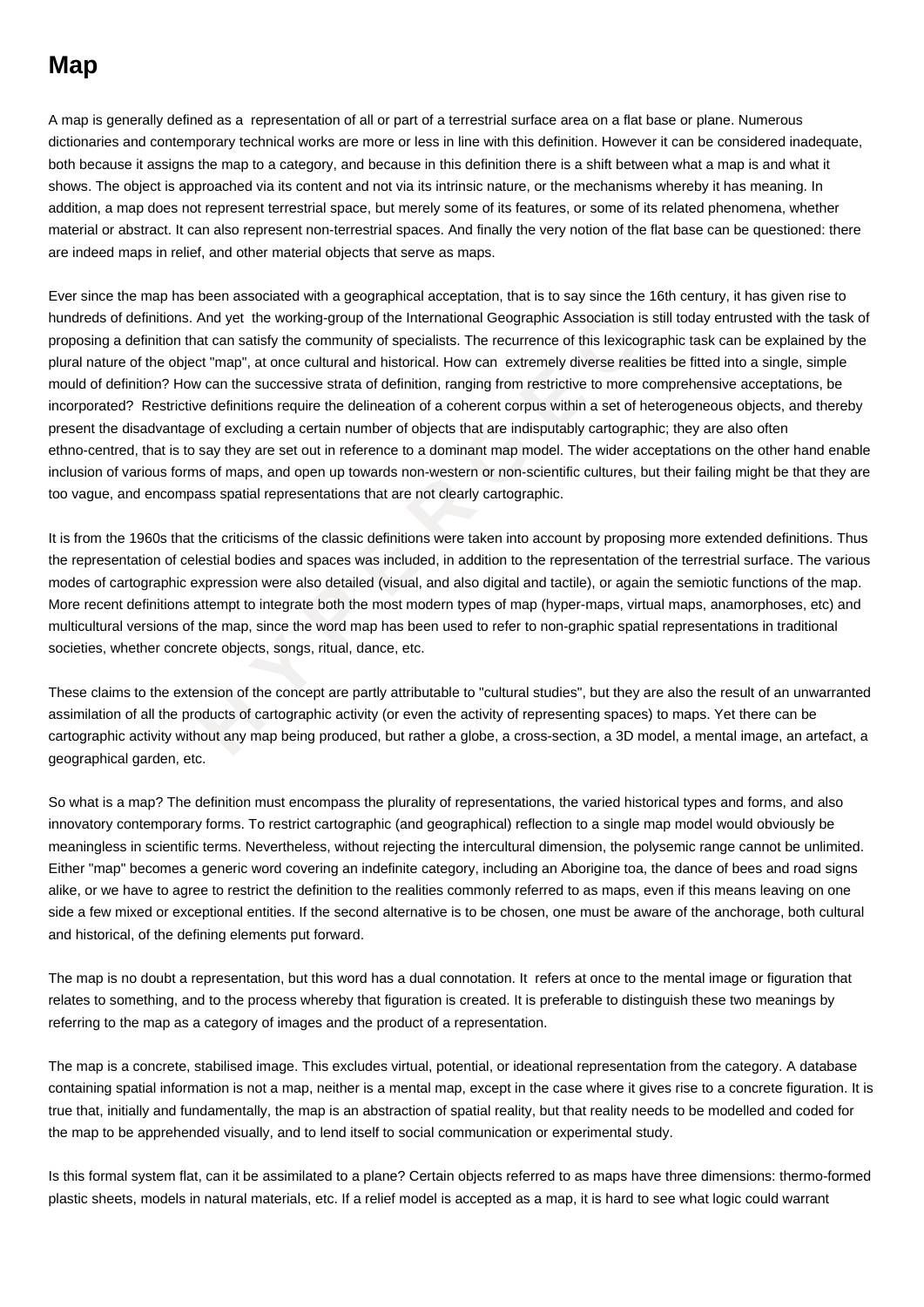# Map

A map is generally defined as a representation of all or part of a terrestrial surface area on a flat base or plane. Numerous dictionaries and contemporary technical works are more or less in line with this definition. However it can be considered inadequate, both because it assigns the map to a category, and because in this definition there is a shift between what a map is and what it shows. The object is approached via its content and not via its intrinsic nature, or the mechanisms whereby it has meaning. In addition, a map does not represent terrestrial space, but merely some of its features, or some of its related phenomena, whether material or abstract. It can also represent non-terrestrial spaces. And finally the very notion of the flat base can be questioned: there are indeed maps in relief, and other material objects that serve as maps.

Ever since the map has been associated with a geographical acceptation, that is to say since the 16th century, it has given rise to hundreds of definitions. And yet the working-group of the International Geographic Association is still today entrusted with the task of proposing a definition that can satisfy the community of specialists. The recurrence of this lexicographic task can be explained by the plural nature of the object "map", at once cultural and historical. How can extremely diverse realities be fitted into a single, simple mould of definition? How can the successive strata of definition, ranging from restrictive to more comprehensive acceptations, be incorporated? Restrictive definitions require the delineation of a coherent corpus within a set of heterogeneous objects, and thereby present the disadvantage of excluding a certain number of objects that are indisputably cartographic; they are also often ethno-centred, that is to say they are set out in reference to a dominant map model. The wider acceptations on the other hand enable inclusion of various forms of maps, and open up towards non-western or non-scientific cultures, but their failing might be that they are too vague, and encompass spatial representations that are not clearly cartographic.

It is from the 1960s that the criticisms of the classic definitions were taken into account by proposing more extended definitions. Thus the representation of celestial bodies and spaces was included, in addition to the representation of the terrestrial surface. The various modes of cartographic expression were also detailed (visual, and also digital and tactile), or again the semiotic functions of the map. More recent definitions attempt to integrate both the most modern types of map (hyper-maps, virtual maps, anamorphoses, etc) and multicultural versions of the map, since the word map has been used to refer to non-graphic spatial representations in traditional societies, whether concrete objects, songs, ritual, dance, etc.

These claims to the extension of the concept are partly attributable to "cultural studies", but they are also the result of an unwarranted assimilation of all the products of cartographic activity (or even the activity of representing spaces) to maps. Yet there can be cartographic activity without any map being produced, but rather a globe, a cross-section, a 3D model, a mental image, an artefact, a geographical garden, etc.

So what is a map? The definition must encompass the plurality of representations, the varied historical types and forms, and also innovatory contemporary forms. To restrict cartographic (and geographical) reflection to a single map model would obviously be meaningless in scientific terms. Nevertheless, without rejecting the intercultural dimension, the polysemic range cannot be unlimited. Either "map" becomes a generic word covering an indefinite category, including an Aborigine toa, the dance of bees and road signs alike, or we have to agree to restrict the definition to the realities commonly referred to as maps, even if this means leaving on one side a few mixed or exceptional entities. If the second alternative is to be chosen, one must be aware of the anchorage, both cultural and historical, of the defining elements put forward.

The map is no doubt a representation, but this word has a dual connotation. It refers at once to the mental image or figuration that relates to something, and to the process whereby that figuration is created. It is preferable to distinguish these two meanings by referring to the map as a category of images and the product of a representation.

The map is a concrete, stabilised image. This excludes virtual, potential, or ideational representation from the category. A database containing spatial information is not a map, neither is a mental map, except in the case where it gives rise to a concrete figuration. It is true that, initially and fundamentally, the map is an abstraction of spatial reality, but that reality needs to be modelled and coded for the map to be apprehended visually, and to lend itself to social communication or experimental study.

Is this formal system flat, can it be assimilated to a plane? Certain objects referred to as maps have three dimensions: thermo-formed plastic sheets, models in natural materials, etc. If a relief model is accepted as a map, it is hard to see what logic could warrant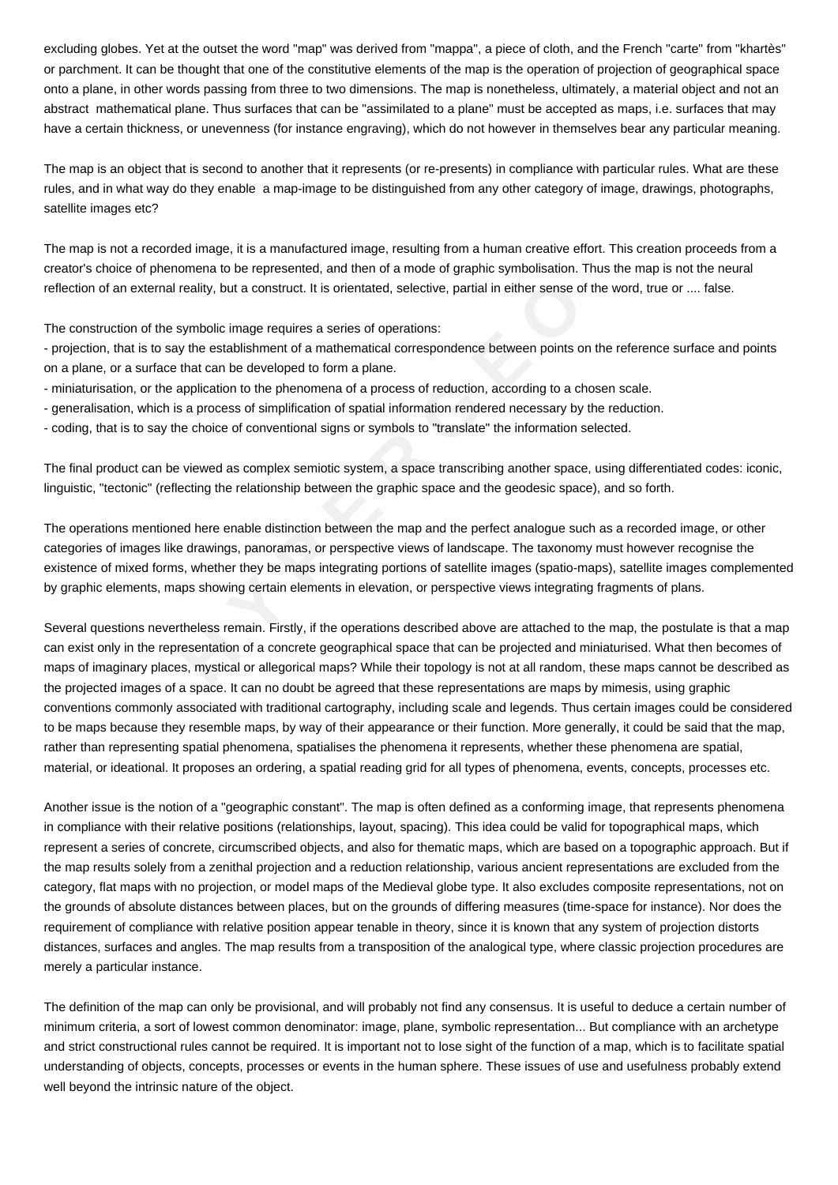excluding globes. Yet at the outset the word "map" was derived from "mappa", a piece of cloth, and the French "carte" from "khartès" or parchment. It can be thought that one of the constitutive elements of the map is the operation of projection of geographical space onto a plane, in other words passing from three to two dimensions. The map is nonetheless, ultimately, a material object and not an abstract mathematical plane. Thus surfaces that can be "assimilated to a plane" must be accepted as maps, i.e. surfaces that may have a certain thickness, or unevenness (for instance engraving), which do not however in themselves bear any particular meaning.

The map is an object that is second to another that it represents (or re-presents) in compliance with particular rules. What are these rules, and in what way do they enable a map-image to be distinguished from any other category of image, drawings, photographs, satellite images etc?

The map is not a recorded image, it is a manufactured image, resulting from a human creative effort. This creation proceeds from a creator's choice of phenomena to be represented, and then of a mode of graphic symbolisation. Thus the map is not the neural reflection of an external reality, but a construct. It is orientated, selective, partial in either sense of the word, true or .... false.

The construction of the symbolic image requires a series of operations:

- projection, that is to say the establishment of a mathematical correspondence between points on the reference surface and points on a plane, or a surface that can be developed to form a plane.
- miniaturisation, or the application to the phenomena of a process of reduction, according to a chosen scale.
- generalisation, which is a process of simplification of spatial information rendered necessary by the reduction.
- coding, that is to say the choice of conventional signs or symbols to "translate" the information selected.

The final product can be viewed as complex semiotic system, a space transcribing another space, using differentiated codes: iconic, linguistic, "tectonic" (reflecting the relationship between the graphic space and the geodesic space), and so forth.

The operations mentioned here enable distinction between the map and the perfect analogue such as a recorded image, or other categories of images like drawings, panoramas, or perspective views of landscape. The taxonomy must however recognise the existence of mixed forms, whether they be maps integrating portions of satellite images (spatio-maps), satellite images complemented by graphic elements, maps showing certain elements in elevation, or perspective views integrating fragments of plans.

Several questions nevertheless remain. Firstly, if the operations described above are attached to the map, the postulate is that a map can exist only in the representation of a concrete geographical space that can be projected and miniaturised. What then becomes of maps of imaginary places, mystical or allegorical maps? While their topology is not at all random, these maps cannot be described as the projected images of a space. It can no doubt be agreed that these representations are maps by mimesis, using graphic conventions commonly associated with traditional cartography, including scale and legends. Thus certain images could be considered to be maps because they resemble maps, by way of their appearance or their function. More generally, it could be said that the map, rather than representing spatial phenomena, spatialises the phenomena it represents, whether these phenomena are spatial, material, or ideational. It proposes an ordering, a spatial reading grid for all types of phenomena, events, concepts, processes etc.

Another issue is the notion of a "geographic constant". The map is often defined as a conforming image, that represents phenomena in compliance with their relative positions (relationships, layout, spacing). This idea could be valid for topographical maps, which represent a series of concrete, circumscribed objects, and also for thematic maps, which are based on a topographic approach. But if the map results solely from a zenithal projection and a reduction relationship, various ancient representations are excluded from the category, flat maps with no projection, or model maps of the Medieval globe type. It also excludes composite representations, not on the grounds of absolute distances between places, but on the grounds of differing measures (time-space for instance). Nor does the requirement of compliance with relative position appear tenable in theory, since it is known that any system of projection distorts distances, surfaces and angles. The map results from a transposition of the analogical type, where classic projection procedures are merely a particular instance.

The definition of the map can only be provisional, and will probably not find any consensus. It is useful to deduce a certain number of minimum criteria, a sort of lowest common denominator: image, plane, symbolic representation... But compliance with an archetype and strict constructional rules cannot be required. It is important not to lose sight of the function of a map, which is to facilitate spatial understanding of objects, concepts, processes or events in the human sphere. These issues of use and usefulness probably extend well beyond the intrinsic nature of the object.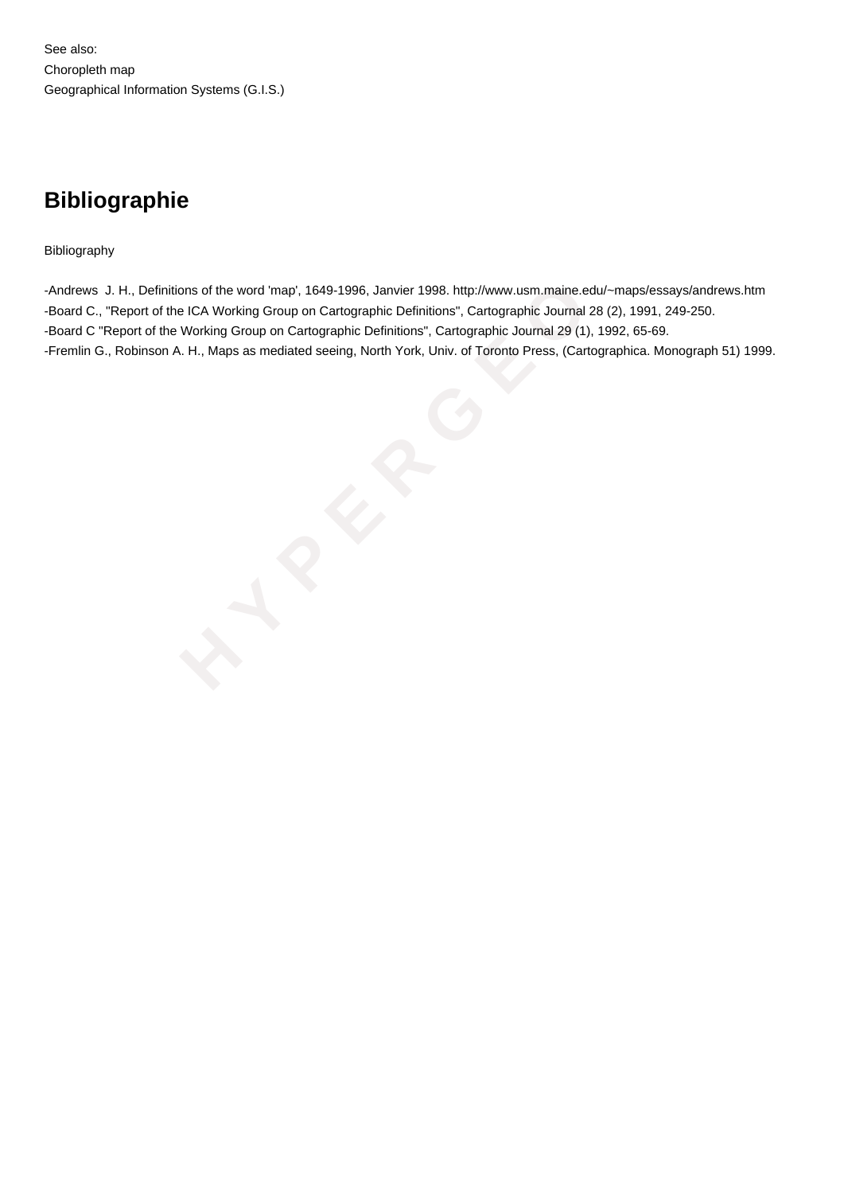See also:
Choropleth map
Geographical Information Systems (G.I.S.)

## Bibliographie

Bibliography

-Andrews  J. H., Definitions of the word 'map', 1649-1996, Janvier 1998. http://www.usm.maine.edu/~maps/essays/andrews.htm
-Board C., "Report of the ICA Working Group on Cartographic Definitions", Cartographic Journal 28 (2), 1991, 249-250.
-Board C "Report of the Working Group on Cartographic Definitions", Cartographic Journal 29 (1), 1992, 65-69.
-Fremlin G., Robinson A. H., Maps as mediated seeing, North York, Univ. of Toronto Press, (Cartographica. Monograph 51) 1999.